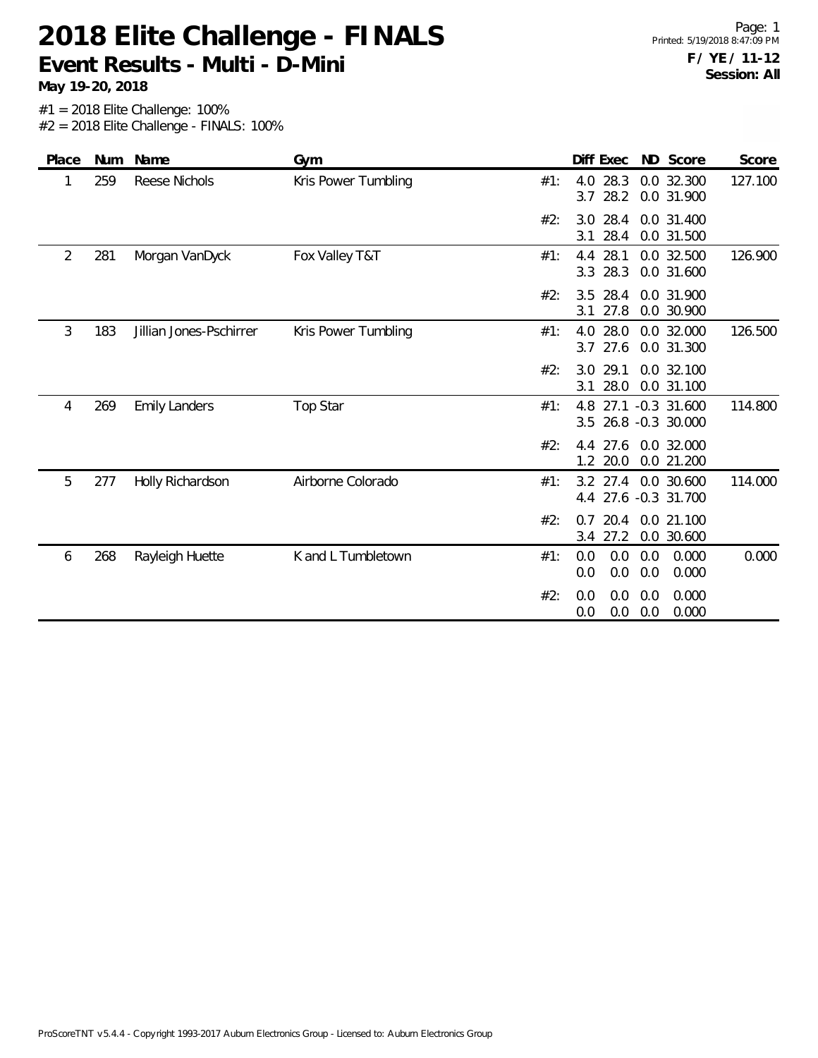# 2018 Elite Challenge - FINALS

## Event Results - Multi - D-Mini

**May 19-20, 2018**

**F / YE / 11-12**
**Session: All**

#1 = 2018 Elite Challenge: 100%
#2 = 2018 Elite Challenge - FINALS: 100%

| Place | Num | Name | Gym | | Diff | Exec | ND | Score | Score |
|---|---|---|---|---|---|---|---|---|---|
| 1 | 259 | Reese Nichols | Kris Power Tumbling | #1: | 4.0 | 28.3 | 0.0 | 32.300 | 127.100 |
| | | | | | 3.7 | 28.2 | 0.0 | 31.900 | |
| | | | | #2: | 3.0 | 28.4 | 0.0 | 31.400 | |
| | | | | | 3.1 | 28.4 | 0.0 | 31.500 | |
| 2 | 281 | Morgan VanDyck | Fox Valley T&T | #1: | 4.4 | 28.1 | 0.0 | 32.500 | 126.900 |
| | | | | | 3.3 | 28.3 | 0.0 | 31.600 | |
| | | | | #2: | 3.5 | 28.4 | 0.0 | 31.900 | |
| | | | | | 3.1 | 27.8 | 0.0 | 30.900 | |
| 3 | 183 | Jillian Jones-Pschirrer | Kris Power Tumbling | #1: | 4.0 | 28.0 | 0.0 | 32.000 | 126.500 |
| | | | | | 3.7 | 27.6 | 0.0 | 31.300 | |
| | | | | #2: | 3.0 | 29.1 | 0.0 | 32.100 | |
| | | | | | 3.1 | 28.0 | 0.0 | 31.100 | |
| 4 | 269 | Emily Landers | Top Star | #1: | 4.8 | 27.1 | -0.3 | 31.600 | 114.800 |
| | | | | | 3.5 | 26.8 | -0.3 | 30.000 | |
| | | | | #2: | 4.4 | 27.6 | 0.0 | 32.000 | |
| | | | | | 1.2 | 20.0 | 0.0 | 21.200 | |
| 5 | 277 | Holly Richardson | Airborne Colorado | #1: | 3.2 | 27.4 | 0.0 | 30.600 | 114.000 |
| | | | | | 4.4 | 27.6 | -0.3 | 31.700 | |
| | | | | #2: | 0.7 | 20.4 | 0.0 | 21.100 | |
| | | | | | 3.4 | 27.2 | 0.0 | 30.600 | |
| 6 | 268 | Rayleigh Huette | K and L Tumbletown | #1: | 0.0 | 0.0 | 0.0 | 0.000 | 0.000 |
| | | | | | 0.0 | 0.0 | 0.0 | 0.000 | |
| | | | | #2: | 0.0 | 0.0 | 0.0 | 0.000 | |
| | | | | | 0.0 | 0.0 | 0.0 | 0.000 | |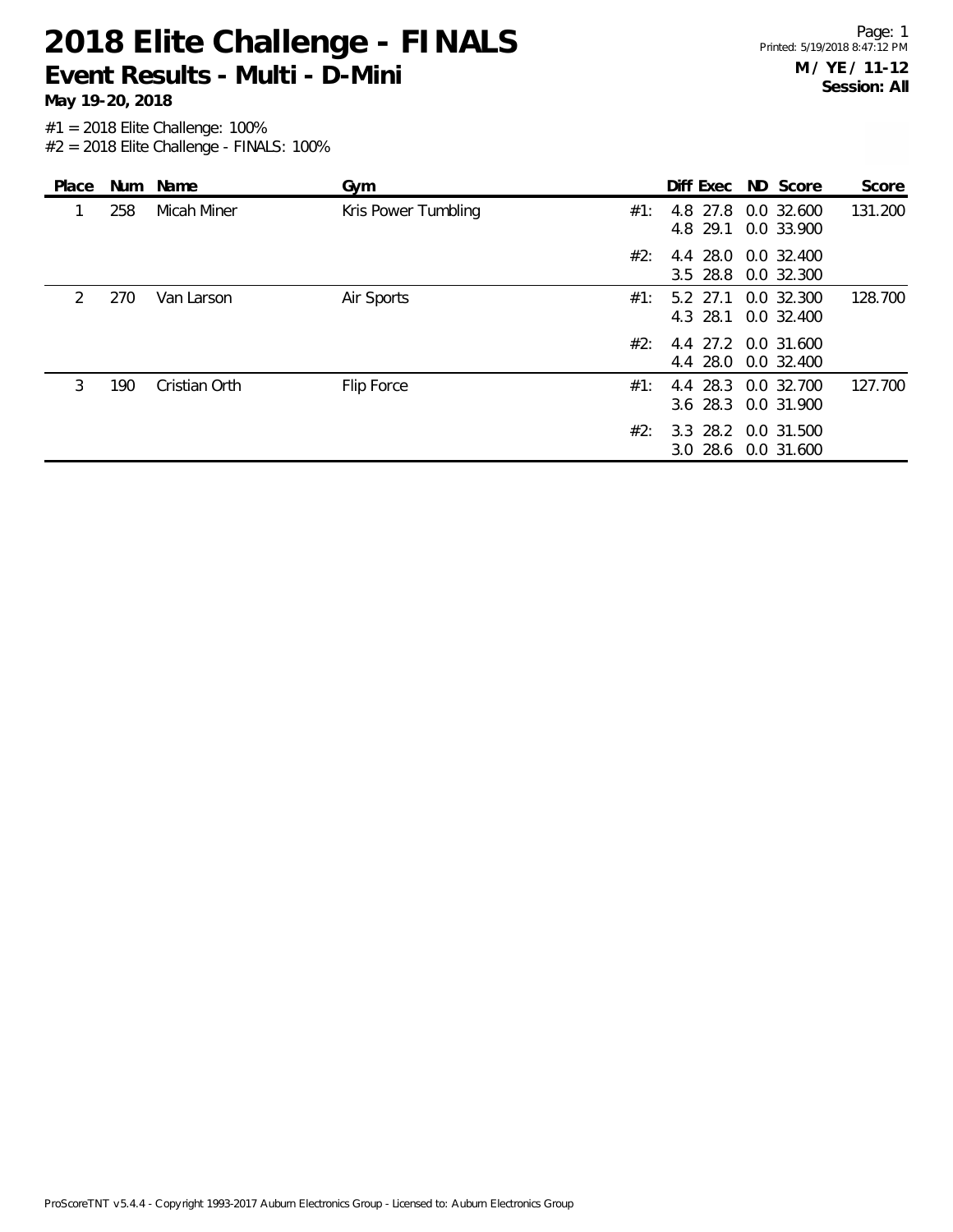# 2018 Elite Challenge - FINALS

## Event Results - Multi - D-Mini

**May 19-20, 2018**

**M / YE / 11-12**
**Session: All**

#1 = 2018 Elite Challenge: 100%
#2 = 2018 Elite Challenge - FINALS: 100%

| Place | Num | Name | Gym | | Diff | Exec | ND | Score | Score |
|---|---|---|---|---|---|---|---|---|---|
| 1 | 258 | Micah Miner | Kris Power Tumbling | #1: | 4.8 | 27.8 | 0.0 | 32.600 | 131.200 |
| | | | | | 4.8 | 29.1 | 0.0 | 33.900 | |
| | | | | #2: | 4.4 | 28.0 | 0.0 | 32.400 | |
| | | | | | 3.5 | 28.8 | 0.0 | 32.300 | |
| 2 | 270 | Van Larson | Air Sports | #1: | 5.2 | 27.1 | 0.0 | 32.300 | 128.700 |
| | | | | | 4.3 | 28.1 | 0.0 | 32.400 | |
| | | | | #2: | 4.4 | 27.2 | 0.0 | 31.600 | |
| | | | | | 4.4 | 28.0 | 0.0 | 32.400 | |
| 3 | 190 | Cristian Orth | Flip Force | #1: | 4.4 | 28.3 | 0.0 | 32.700 | 127.700 |
| | | | | | 3.6 | 28.3 | 0.0 | 31.900 | |
| | | | | #2: | 3.3 | 28.2 | 0.0 | 31.500 | |
| | | | | | 3.0 | 28.6 | 0.0 | 31.600 | |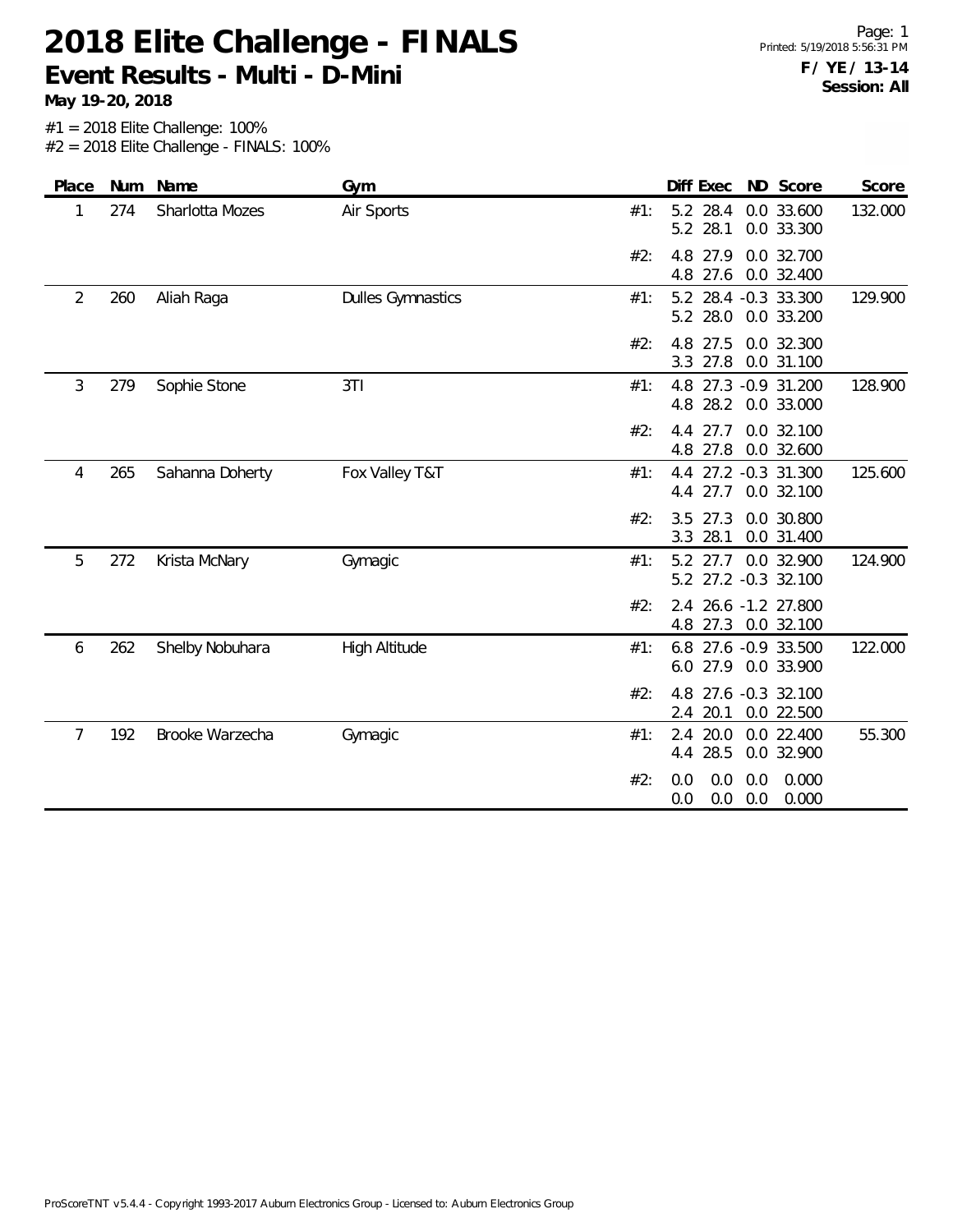# 2018 Elite Challenge - FINALS

## Event Results - Multi - D-Mini

**May 19-20, 2018**

Page: 1
Printed: 5/19/2018 5:56:31 PM

**F / YE / 13-14**
**Session: All**

#1 = 2018 Elite Challenge: 100%
#2 = 2018 Elite Challenge - FINALS: 100%

| Place | Num | Name | Gym | | Diff | Exec | ND | Score | Score |
|---|---|---|---|---|---|---|---|---|---|
| 1 | 274 | Sharlotta Mozes | Air Sports | #1: | 5.2 | 28.4 | 0.0 | 33.600 | 132.000 |
| | | | | | 5.2 | 28.1 | 0.0 | 33.300 | |
| | | | | #2: | 4.8 | 27.9 | 0.0 | 32.700 | |
| | | | | | 4.8 | 27.6 | 0.0 | 32.400 | |
| 2 | 260 | Aliah Raga | Dulles Gymnastics | #1: | 5.2 | 28.4 | -0.3 | 33.300 | 129.900 |
| | | | | | 5.2 | 28.0 | 0.0 | 33.200 | |
| | | | | #2: | 4.8 | 27.5 | 0.0 | 32.300 | |
| | | | | | 3.3 | 27.8 | 0.0 | 31.100 | |
| 3 | 279 | Sophie Stone | 3TI | #1: | 4.8 | 27.3 | -0.9 | 31.200 | 128.900 |
| | | | | | 4.8 | 28.2 | 0.0 | 33.000 | |
| | | | | #2: | 4.4 | 27.7 | 0.0 | 32.100 | |
| | | | | | 4.8 | 27.8 | 0.0 | 32.600 | |
| 4 | 265 | Sahanna Doherty | Fox Valley T&T | #1: | 4.4 | 27.2 | -0.3 | 31.300 | 125.600 |
| | | | | | 4.4 | 27.7 | 0.0 | 32.100 | |
| | | | | #2: | 3.5 | 27.3 | 0.0 | 30.800 | |
| | | | | | 3.3 | 28.1 | 0.0 | 31.400 | |
| 5 | 272 | Krista McNary | Gymagic | #1: | 5.2 | 27.7 | 0.0 | 32.900 | 124.900 |
| | | | | | 5.2 | 27.2 | -0.3 | 32.100 | |
| | | | | #2: | 2.4 | 26.6 | -1.2 | 27.800 | |
| | | | | | 4.8 | 27.3 | 0.0 | 32.100 | |
| 6 | 262 | Shelby Nobuhara | High Altitude | #1: | 6.8 | 27.6 | -0.9 | 33.500 | 122.000 |
| | | | | | 6.0 | 27.9 | 0.0 | 33.900 | |
| | | | | #2: | 4.8 | 27.6 | -0.3 | 32.100 | |
| | | | | | 2.4 | 20.1 | 0.0 | 22.500 | |
| 7 | 192 | Brooke Warzecha | Gymagic | #1: | 2.4 | 20.0 | 0.0 | 22.400 | 55.300 |
| | | | | | 4.4 | 28.5 | 0.0 | 32.900 | |
| | | | | #2: | 0.0 | 0.0 | 0.0 | 0.000 | |
| | | | | | 0.0 | 0.0 | 0.0 | 0.000 | |

ProScoreTNT v5.4.4 - Copyright 1993-2017 Auburn Electronics Group - Licensed to: Auburn Electronics Group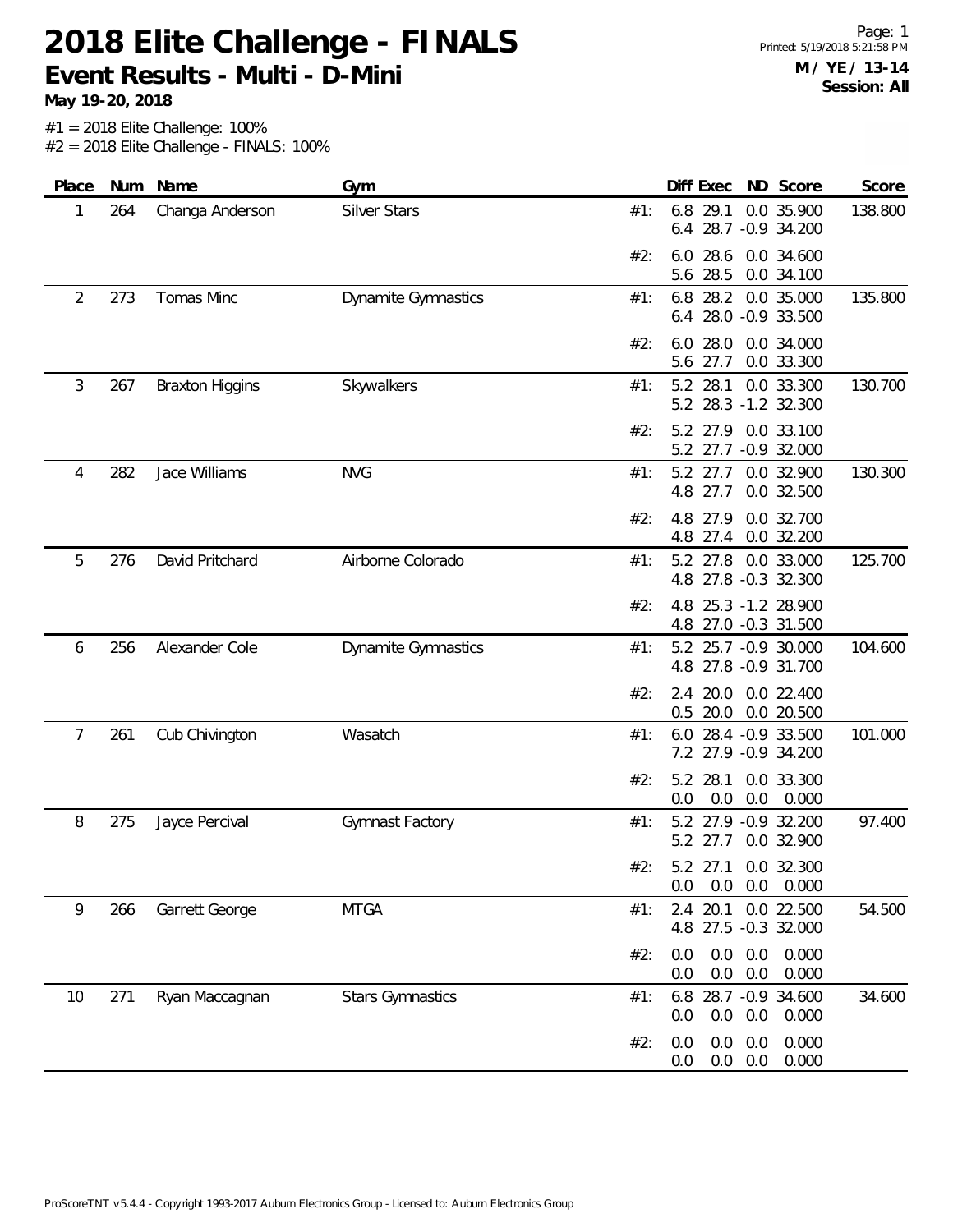# 2018 Elite Challenge - FINALS

## Event Results - Multi - D-Mini

**May 19-20, 2018**

**M / YE / 13-14**
**Session: All**

#1 = 2018 Elite Challenge: 100%
#2 = 2018 Elite Challenge - FINALS: 100%

| Place | Num | Name | Gym | | Diff | Exec | ND | Score | Score |
|---|---|---|---|---|---|---|---|---|---|
| 1 | 264 | Changa Anderson | Silver Stars | #1: | 6.8 | 29.1 | 0.0 | 35.900 | 138.800 |
| | | | | | 6.4 | 28.7 | -0.9 | 34.200 | |
| | | | | #2: | 6.0 | 28.6 | 0.0 | 34.600 | |
| | | | | | 5.6 | 28.5 | 0.0 | 34.100 | |
| 2 | 273 | Tomas Minc | Dynamite Gymnastics | #1: | 6.8 | 28.2 | 0.0 | 35.000 | 135.800 |
| | | | | | 6.4 | 28.0 | -0.9 | 33.500 | |
| | | | | #2: | 6.0 | 28.0 | 0.0 | 34.000 | |
| | | | | | 5.6 | 27.7 | 0.0 | 33.300 | |
| 3 | 267 | Braxton Higgins | Skywalkers | #1: | 5.2 | 28.1 | 0.0 | 33.300 | 130.700 |
| | | | | | 5.2 | 28.3 | -1.2 | 32.300 | |
| | | | | #2: | 5.2 | 27.9 | 0.0 | 33.100 | |
| | | | | | 5.2 | 27.7 | -0.9 | 32.000 | |
| 4 | 282 | Jace Williams | NVG | #1: | 5.2 | 27.7 | 0.0 | 32.900 | 130.300 |
| | | | | | 4.8 | 27.7 | 0.0 | 32.500 | |
| | | | | #2: | 4.8 | 27.9 | 0.0 | 32.700 | |
| | | | | | 4.8 | 27.4 | 0.0 | 32.200 | |
| 5 | 276 | David Pritchard | Airborne Colorado | #1: | 5.2 | 27.8 | 0.0 | 33.000 | 125.700 |
| | | | | | 4.8 | 27.8 | -0.3 | 32.300 | |
| | | | | #2: | 4.8 | 25.3 | -1.2 | 28.900 | |
| | | | | | 4.8 | 27.0 | -0.3 | 31.500 | |
| 6 | 256 | Alexander Cole | Dynamite Gymnastics | #1: | 5.2 | 25.7 | -0.9 | 30.000 | 104.600 |
| | | | | | 4.8 | 27.8 | -0.9 | 31.700 | |
| | | | | #2: | 2.4 | 20.0 | 0.0 | 22.400 | |
| | | | | | 0.5 | 20.0 | 0.0 | 20.500 | |
| 7 | 261 | Cub Chivington | Wasatch | #1: | 6.0 | 28.4 | -0.9 | 33.500 | 101.000 |
| | | | | | 7.2 | 27.9 | -0.9 | 34.200 | |
| | | | | #2: | 5.2 | 28.1 | 0.0 | 33.300 | |
| | | | | | 0.0 | 0.0 | 0.0 | 0.000 | |
| 8 | 275 | Jayce Percival | Gymnast Factory | #1: | 5.2 | 27.9 | -0.9 | 32.200 | 97.400 |
| | | | | | 5.2 | 27.7 | 0.0 | 32.900 | |
| | | | | #2: | 5.2 | 27.1 | 0.0 | 32.300 | |
| | | | | | 0.0 | 0.0 | 0.0 | 0.000 | |
| 9 | 266 | Garrett George | MTGA | #1: | 2.4 | 20.1 | 0.0 | 22.500 | 54.500 |
| | | | | | 4.8 | 27.5 | -0.3 | 32.000 | |
| | | | | #2: | 0.0 | 0.0 | 0.0 | 0.000 | |
| | | | | | 0.0 | 0.0 | 0.0 | 0.000 | |
| 10 | 271 | Ryan Maccagnan | Stars Gymnastics | #1: | 6.8 | 28.7 | -0.9 | 34.600 | 34.600 |
| | | | | | 0.0 | 0.0 | 0.0 | 0.000 | |
| | | | | #2: | 0.0 | 0.0 | 0.0 | 0.000 | |
| | | | | | 0.0 | 0.0 | 0.0 | 0.000 | |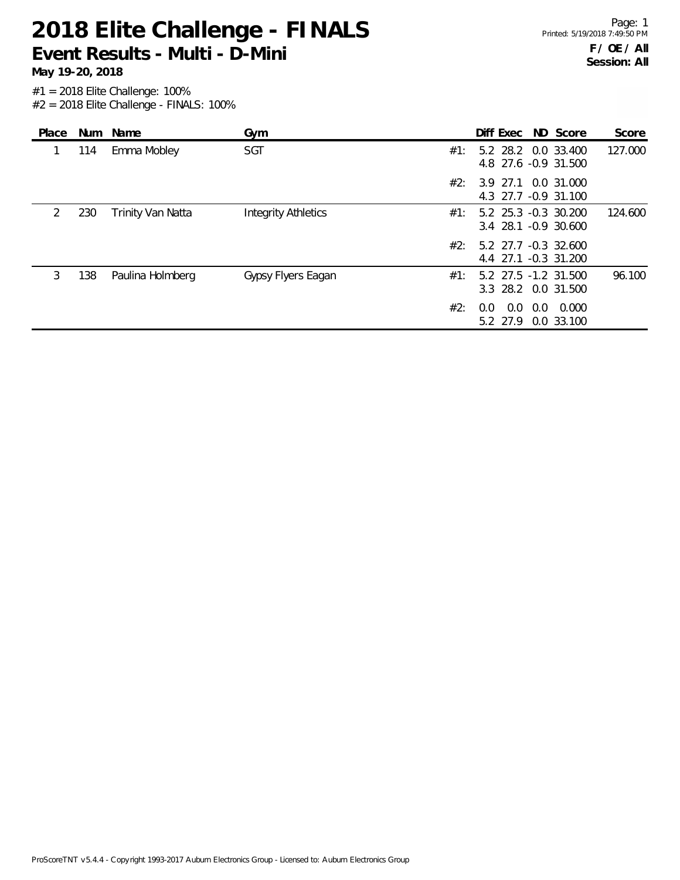# 2018 Elite Challenge - FINALS

## Event Results - Multi - D-Mini

**May 19-20, 2018**

Printed: 5/19/2018 7:49:50 PM

**F / OE / All**
**Session: All**

#1 = 2018 Elite Challenge: 100%
#2 = 2018 Elite Challenge - FINALS: 100%

| Place | Num | Name | Gym | | Diff | Exec | ND | Score | Score |
|---|---|---|---|---|---|---|---|---|---|
| 1 | 114 | Emma Mobley | SGT | #1: | 5.2 | 28.2 | 0.0 | 33.400 | 127.000 |
| | | | | | 4.8 | 27.6 | -0.9 | 31.500 | |
| | | | | #2: | 3.9 | 27.1 | 0.0 | 31.000 | |
| | | | | | 4.3 | 27.7 | -0.9 | 31.100 | |
| 2 | 230 | Trinity Van Natta | Integrity Athletics | #1: | 5.2 | 25.3 | -0.3 | 30.200 | 124.600 |
| | | | | | 3.4 | 28.1 | -0.9 | 30.600 | |
| | | | | #2: | 5.2 | 27.7 | -0.3 | 32.600 | |
| | | | | | 4.4 | 27.1 | -0.3 | 31.200 | |
| 3 | 138 | Paulina Holmberg | Gypsy Flyers Eagan | #1: | 5.2 | 27.5 | -1.2 | 31.500 | 96.100 |
| | | | | | 3.3 | 28.2 | 0.0 | 31.500 | |
| | | | | #2: | 0.0 | 0.0 | 0.0 | 0.000 | |
| | | | | | 5.2 | 27.9 | 0.0 | 33.100 | |

ProScoreTNT v5.4.4 - Copyright 1993-2017 Auburn Electronics Group - Licensed to: Auburn Electronics Group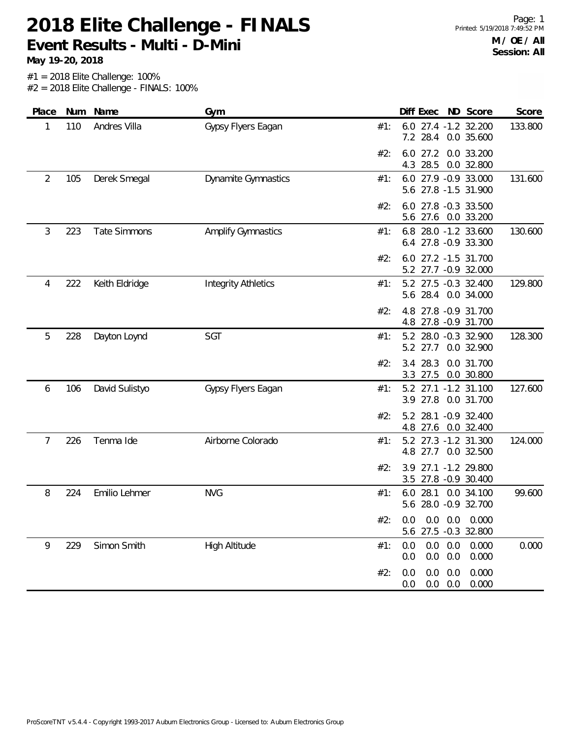# 2018 Elite Challenge - FINALS

## Event Results - Multi - D-Mini

**May 19-20, 2018**

**M / OE / All**
**Session: All**

#1 = 2018 Elite Challenge: 100%
#2 = 2018 Elite Challenge - FINALS: 100%

| Place | Num | Name | Gym | | Diff | Exec | ND | Score | Score |
|---|---|---|---|---|---|---|---|---|---|
| 1 | 110 | Andres Villa | Gypsy Flyers Eagan | #1: | 6.0 | 27.4 | -1.2 | 32.200 | 133.800 |
| | | | | | 7.2 | 28.4 | 0.0 | 35.600 | |
| | | | | #2: | 6.0 | 27.2 | 0.0 | 33.200 | |
| | | | | | 4.3 | 28.5 | 0.0 | 32.800 | |
| 2 | 105 | Derek Smegal | Dynamite Gymnastics | #1: | 6.0 | 27.9 | -0.9 | 33.000 | 131.600 |
| | | | | | 5.6 | 27.8 | -1.5 | 31.900 | |
| | | | | #2: | 6.0 | 27.8 | -0.3 | 33.500 | |
| | | | | | 5.6 | 27.6 | 0.0 | 33.200 | |
| 3 | 223 | Tate Simmons | Amplify Gymnastics | #1: | 6.8 | 28.0 | -1.2 | 33.600 | 130.600 |
| | | | | | 6.4 | 27.8 | -0.9 | 33.300 | |
| | | | | #2: | 6.0 | 27.2 | -1.5 | 31.700 | |
| | | | | | 5.2 | 27.7 | -0.9 | 32.000 | |
| 4 | 222 | Keith Eldridge | Integrity Athletics | #1: | 5.2 | 27.5 | -0.3 | 32.400 | 129.800 |
| | | | | | 5.6 | 28.4 | 0.0 | 34.000 | |
| | | | | #2: | 4.8 | 27.8 | -0.9 | 31.700 | |
| | | | | | 4.8 | 27.8 | -0.9 | 31.700 | |
| 5 | 228 | Dayton Loynd | SGT | #1: | 5.2 | 28.0 | -0.3 | 32.900 | 128.300 |
| | | | | | 5.2 | 27.7 | 0.0 | 32.900 | |
| | | | | #2: | 3.4 | 28.3 | 0.0 | 31.700 | |
| | | | | | 3.3 | 27.5 | 0.0 | 30.800 | |
| 6 | 106 | David Sulistyo | Gypsy Flyers Eagan | #1: | 5.2 | 27.1 | -1.2 | 31.100 | 127.600 |
| | | | | | 3.9 | 27.8 | 0.0 | 31.700 | |
| | | | | #2: | 5.2 | 28.1 | -0.9 | 32.400 | |
| | | | | | 4.8 | 27.6 | 0.0 | 32.400 | |
| 7 | 226 | Tenma Ide | Airborne Colorado | #1: | 5.2 | 27.3 | -1.2 | 31.300 | 124.000 |
| | | | | | 4.8 | 27.7 | 0.0 | 32.500 | |
| | | | | #2: | 3.9 | 27.1 | -1.2 | 29.800 | |
| | | | | | 3.5 | 27.8 | -0.9 | 30.400 | |
| 8 | 224 | Emilio Lehmer | NVG | #1: | 6.0 | 28.1 | 0.0 | 34.100 | 99.600 |
| | | | | | 5.6 | 28.0 | -0.9 | 32.700 | |
| | | | | #2: | 0.0 | 0.0 | 0.0 | 0.000 | |
| | | | | | 5.6 | 27.5 | -0.3 | 32.800 | |
| 9 | 229 | Simon Smith | High Altitude | #1: | 0.0 | 0.0 | 0.0 | 0.000 | 0.000 |
| | | | | | 0.0 | 0.0 | 0.0 | 0.000 | |
| | | | | #2: | 0.0 | 0.0 | 0.0 | 0.000 | |
| | | | | | 0.0 | 0.0 | 0.0 | 0.000 | |

ProScoreTNT v5.4.4 - Copyright 1993-2017 Auburn Electronics Group - Licensed to: Auburn Electronics Group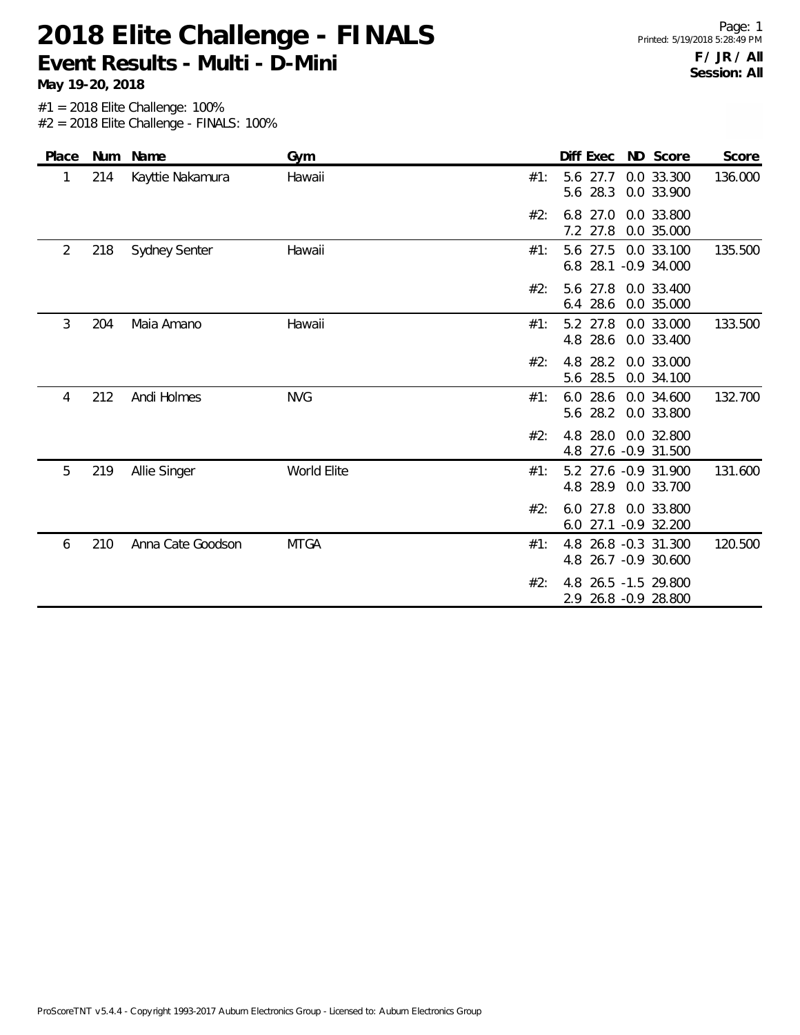# 2018 Elite Challenge - FINALS

## Event Results - Multi - D-Mini

**May 19-20, 2018**

Page: 1
Printed: 5/19/2018 5:28:49 PM

**F / JR / All**
**Session: All**

#1 = 2018 Elite Challenge: 100%
#2 = 2018 Elite Challenge - FINALS: 100%

| Place | Num | Name | Gym | | Diff | Exec | ND | Score | Score |
|---|---|---|---|---|---|---|---|---|---|
| 1 | 214 | Kayttie Nakamura | Hawaii | #1: | 5.6 | 27.7 | 0.0 | 33.300 | 136.000 |
| | | | | | 5.6 | 28.3 | 0.0 | 33.900 | |
| | | | | #2: | 6.8 | 27.0 | 0.0 | 33.800 | |
| | | | | | 7.2 | 27.8 | 0.0 | 35.000 | |
| 2 | 218 | Sydney Senter | Hawaii | #1: | 5.6 | 27.5 | 0.0 | 33.100 | 135.500 |
| | | | | | 6.8 | 28.1 | -0.9 | 34.000 | |
| | | | | #2: | 5.6 | 27.8 | 0.0 | 33.400 | |
| | | | | | 6.4 | 28.6 | 0.0 | 35.000 | |
| 3 | 204 | Maia Amano | Hawaii | #1: | 5.2 | 27.8 | 0.0 | 33.000 | 133.500 |
| | | | | | 4.8 | 28.6 | 0.0 | 33.400 | |
| | | | | #2: | 4.8 | 28.2 | 0.0 | 33.000 | |
| | | | | | 5.6 | 28.5 | 0.0 | 34.100 | |
| 4 | 212 | Andi Holmes | NVG | #1: | 6.0 | 28.6 | 0.0 | 34.600 | 132.700 |
| | | | | | 5.6 | 28.2 | 0.0 | 33.800 | |
| | | | | #2: | 4.8 | 28.0 | 0.0 | 32.800 | |
| | | | | | 4.8 | 27.6 | -0.9 | 31.500 | |
| 5 | 219 | Allie Singer | World Elite | #1: | 5.2 | 27.6 | -0.9 | 31.900 | 131.600 |
| | | | | | 4.8 | 28.9 | 0.0 | 33.700 | |
| | | | | #2: | 6.0 | 27.8 | 0.0 | 33.800 | |
| | | | | | 6.0 | 27.1 | -0.9 | 32.200 | |
| 6 | 210 | Anna Cate Goodson | MTGA | #1: | 4.8 | 26.8 | -0.3 | 31.300 | 120.500 |
| | | | | | 4.8 | 26.7 | -0.9 | 30.600 | |
| | | | | #2: | 4.8 | 26.5 | -1.5 | 29.800 | |
| | | | | | 2.9 | 26.8 | -0.9 | 28.800 | |

ProScoreTNT v5.4.4 - Copyright 1993-2017 Auburn Electronics Group - Licensed to: Auburn Electronics Group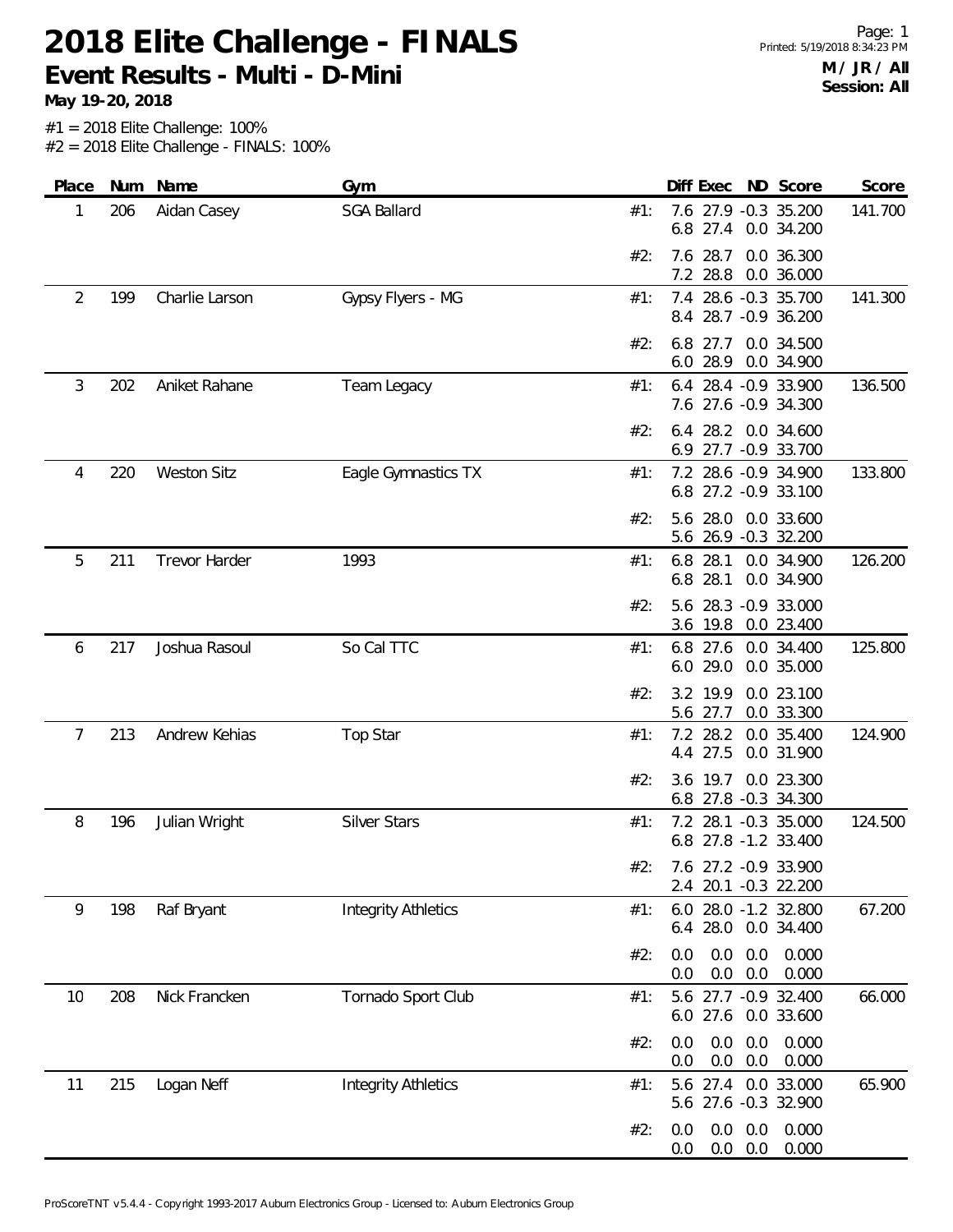# 2018 Elite Challenge - FINALS

**Event Results - Multi - D-Mini**

**May 19-20, 2018**

**M / JR / All**
**Session: All**

#1 = 2018 Elite Challenge: 100%
#2 = 2018 Elite Challenge - FINALS: 100%

| Place | Num | Name | Gym | | Diff | Exec | ND | Score | Score |
|---|---|---|---|---|---|---|---|---|---|
| 1 | 206 | Aidan Casey | SGA Ballard | #1: | 7.6 | 27.9 | -0.3 | 35.200 | 141.700 |
| | | | | | 6.8 | 27.4 | 0.0 | 34.200 | |
| | | | | #2: | 7.6 | 28.7 | 0.0 | 36.300 | |
| | | | | | 7.2 | 28.8 | 0.0 | 36.000 | |
| 2 | 199 | Charlie Larson | Gypsy Flyers - MG | #1: | 7.4 | 28.6 | -0.3 | 35.700 | 141.300 |
| | | | | | 8.4 | 28.7 | -0.9 | 36.200 | |
| | | | | #2: | 6.8 | 27.7 | 0.0 | 34.500 | |
| | | | | | 6.0 | 28.9 | 0.0 | 34.900 | |
| 3 | 202 | Aniket Rahane | Team Legacy | #1: | 6.4 | 28.4 | -0.9 | 33.900 | 136.500 |
| | | | | | 7.6 | 27.6 | -0.9 | 34.300 | |
| | | | | #2: | 6.4 | 28.2 | 0.0 | 34.600 | |
| | | | | | 6.9 | 27.7 | -0.9 | 33.700 | |
| 4 | 220 | Weston Sitz | Eagle Gymnastics TX | #1: | 7.2 | 28.6 | -0.9 | 34.900 | 133.800 |
| | | | | | 6.8 | 27.2 | -0.9 | 33.100 | |
| | | | | #2: | 5.6 | 28.0 | 0.0 | 33.600 | |
| | | | | | 5.6 | 26.9 | -0.3 | 32.200 | |
| 5 | 211 | Trevor Harder | 1993 | #1: | 6.8 | 28.1 | 0.0 | 34.900 | 126.200 |
| | | | | | 6.8 | 28.1 | 0.0 | 34.900 | |
| | | | | #2: | 5.6 | 28.3 | -0.9 | 33.000 | |
| | | | | | 3.6 | 19.8 | 0.0 | 23.400 | |
| 6 | 217 | Joshua Rasoul | So Cal TTC | #1: | 6.8 | 27.6 | 0.0 | 34.400 | 125.800 |
| | | | | | 6.0 | 29.0 | 0.0 | 35.000 | |
| | | | | #2: | 3.2 | 19.9 | 0.0 | 23.100 | |
| | | | | | 5.6 | 27.7 | 0.0 | 33.300 | |
| 7 | 213 | Andrew Kehias | Top Star | #1: | 7.2 | 28.2 | 0.0 | 35.400 | 124.900 |
| | | | | | 4.4 | 27.5 | 0.0 | 31.900 | |
| | | | | #2: | 3.6 | 19.7 | 0.0 | 23.300 | |
| | | | | | 6.8 | 27.8 | -0.3 | 34.300 | |
| 8 | 196 | Julian Wright | Silver Stars | #1: | 7.2 | 28.1 | -0.3 | 35.000 | 124.500 |
| | | | | | 6.8 | 27.8 | -1.2 | 33.400 | |
| | | | | #2: | 7.6 | 27.2 | -0.9 | 33.900 | |
| | | | | | 2.4 | 20.1 | -0.3 | 22.200 | |
| 9 | 198 | Raf Bryant | Integrity Athletics | #1: | 6.0 | 28.0 | -1.2 | 32.800 | 67.200 |
| | | | | | 6.4 | 28.0 | 0.0 | 34.400 | |
| | | | | #2: | 0.0 | 0.0 | 0.0 | 0.000 | |
| | | | | | 0.0 | 0.0 | 0.0 | 0.000 | |
| 10 | 208 | Nick Francken | Tornado Sport Club | #1: | 5.6 | 27.7 | -0.9 | 32.400 | 66.000 |
| | | | | | 6.0 | 27.6 | 0.0 | 33.600 | |
| | | | | #2: | 0.0 | 0.0 | 0.0 | 0.000 | |
| | | | | | 0.0 | 0.0 | 0.0 | 0.000 | |
| 11 | 215 | Logan Neff | Integrity Athletics | #1: | 5.6 | 27.4 | 0.0 | 33.000 | 65.900 |
| | | | | | 5.6 | 27.6 | -0.3 | 32.900 | |
| | | | | #2: | 0.0 | 0.0 | 0.0 | 0.000 | |
| | | | | | 0.0 | 0.0 | 0.0 | 0.000 | |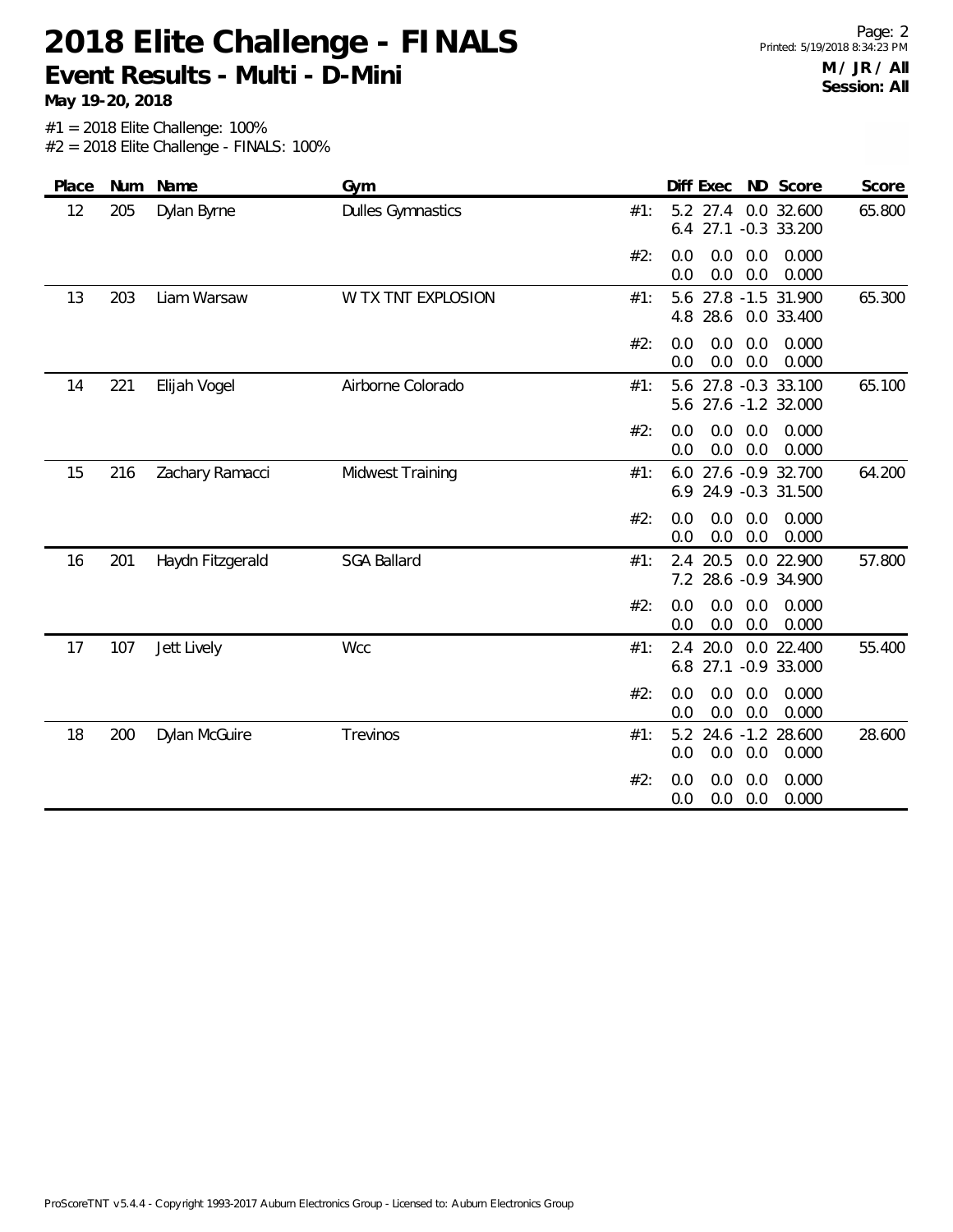# 2018 Elite Challenge - FINALS

## Event Results - Multi - D-Mini

**May 19-20, 2018**

**M / JR / All**
**Session: All**

#1 = 2018 Elite Challenge: 100%
#2 = 2018 Elite Challenge - FINALS: 100%

| Place | Num | Name | Gym | | Diff | Exec | ND | Score | Score |
|---|---|---|---|---|---|---|---|---|---|
| 12 | 205 | Dylan Byrne | Dulles Gymnastics | #1: | 5.2 | 27.4 | 0.0 | 32.600 | 65.800 |
| | | | | | 6.4 | 27.1 | -0.3 | 33.200 | |
| | | | | #2: | 0.0 | 0.0 | 0.0 | 0.000 | |
| | | | | | 0.0 | 0.0 | 0.0 | 0.000 | |
| 13 | 203 | Liam Warsaw | W TX TNT EXPLOSION | #1: | 5.6 | 27.8 | -1.5 | 31.900 | 65.300 |
| | | | | | 4.8 | 28.6 | 0.0 | 33.400 | |
| | | | | #2: | 0.0 | 0.0 | 0.0 | 0.000 | |
| | | | | | 0.0 | 0.0 | 0.0 | 0.000 | |
| 14 | 221 | Elijah Vogel | Airborne Colorado | #1: | 5.6 | 27.8 | -0.3 | 33.100 | 65.100 |
| | | | | | 5.6 | 27.6 | -1.2 | 32.000 | |
| | | | | #2: | 0.0 | 0.0 | 0.0 | 0.000 | |
| | | | | | 0.0 | 0.0 | 0.0 | 0.000 | |
| 15 | 216 | Zachary Ramacci | Midwest Training | #1: | 6.0 | 27.6 | -0.9 | 32.700 | 64.200 |
| | | | | | 6.9 | 24.9 | -0.3 | 31.500 | |
| | | | | #2: | 0.0 | 0.0 | 0.0 | 0.000 | |
| | | | | | 0.0 | 0.0 | 0.0 | 0.000 | |
| 16 | 201 | Haydn Fitzgerald | SGA Ballard | #1: | 2.4 | 20.5 | 0.0 | 22.900 | 57.800 |
| | | | | | 7.2 | 28.6 | -0.9 | 34.900 | |
| | | | | #2: | 0.0 | 0.0 | 0.0 | 0.000 | |
| | | | | | 0.0 | 0.0 | 0.0 | 0.000 | |
| 17 | 107 | Jett Lively | Wcc | #1: | 2.4 | 20.0 | 0.0 | 22.400 | 55.400 |
| | | | | | 6.8 | 27.1 | -0.9 | 33.000 | |
| | | | | #2: | 0.0 | 0.0 | 0.0 | 0.000 | |
| | | | | | 0.0 | 0.0 | 0.0 | 0.000 | |
| 18 | 200 | Dylan McGuire | Trevinos | #1: | 5.2 | 24.6 | -1.2 | 28.600 | 28.600 |
| | | | | | 0.0 | 0.0 | 0.0 | 0.000 | |
| | | | | #2: | 0.0 | 0.0 | 0.0 | 0.000 | |
| | | | | | 0.0 | 0.0 | 0.0 | 0.000 | |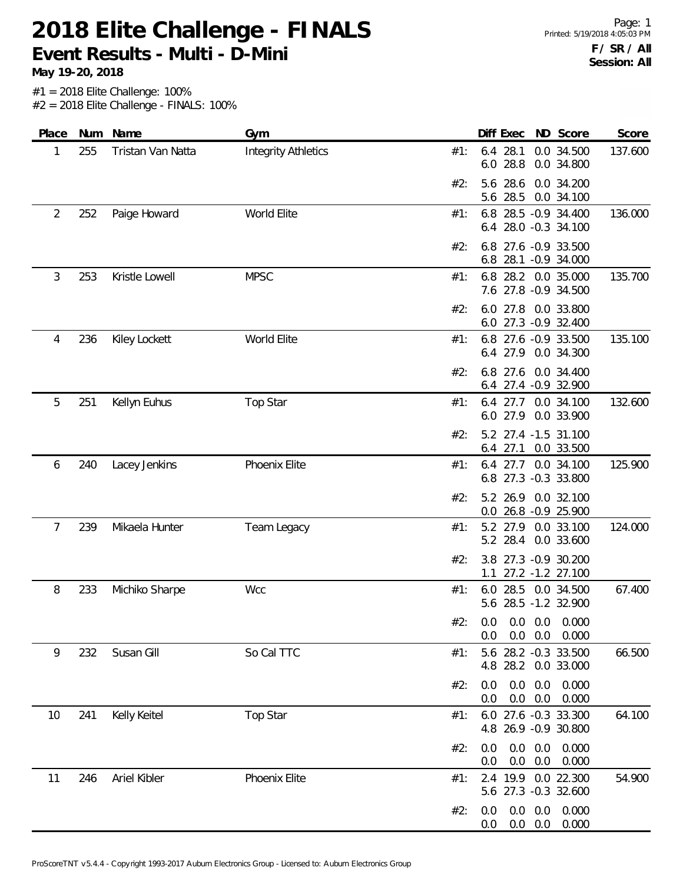# 2018 Elite Challenge - FINALS

## Event Results - Multi - D-Mini

**May 19-20, 2018**

F / SR / All
Session: All

#1 = 2018 Elite Challenge: 100%
#2 = 2018 Elite Challenge - FINALS: 100%

| Place | Num | Name | Gym | | Diff | Exec | ND | Score | Score |
|---|---|---|---|---|---|---|---|---|---|
| 1 | 255 | Tristan Van Natta | Integrity Athletics | #1: | 6.4 | 28.1 | 0.0 | 34.500 | 137.600 |
| | | | | | 6.0 | 28.8 | 0.0 | 34.800 | |
| | | | | #2: | 5.6 | 28.6 | 0.0 | 34.200 | |
| | | | | | 5.6 | 28.5 | 0.0 | 34.100 | |
| 2 | 252 | Paige Howard | World Elite | #1: | 6.8 | 28.5 | -0.9 | 34.400 | 136.000 |
| | | | | | 6.4 | 28.0 | -0.3 | 34.100 | |
| | | | | #2: | 6.8 | 27.6 | -0.9 | 33.500 | |
| | | | | | 6.8 | 28.1 | -0.9 | 34.000 | |
| 3 | 253 | Kristle Lowell | MPSC | #1: | 6.8 | 28.2 | 0.0 | 35.000 | 135.700 |
| | | | | | 7.6 | 27.8 | -0.9 | 34.500 | |
| | | | | #2: | 6.0 | 27.8 | 0.0 | 33.800 | |
| | | | | | 6.0 | 27.3 | -0.9 | 32.400 | |
| 4 | 236 | Kiley Lockett | World Elite | #1: | 6.8 | 27.6 | -0.9 | 33.500 | 135.100 |
| | | | | | 6.4 | 27.9 | 0.0 | 34.300 | |
| | | | | #2: | 6.8 | 27.6 | 0.0 | 34.400 | |
| | | | | | 6.4 | 27.4 | -0.9 | 32.900 | |
| 5 | 251 | Kellyn Euhus | Top Star | #1: | 6.4 | 27.7 | 0.0 | 34.100 | 132.600 |
| | | | | | 6.0 | 27.9 | 0.0 | 33.900 | |
| | | | | #2: | 5.2 | 27.4 | -1.5 | 31.100 | |
| | | | | | 6.4 | 27.1 | 0.0 | 33.500 | |
| 6 | 240 | Lacey Jenkins | Phoenix Elite | #1: | 6.4 | 27.7 | 0.0 | 34.100 | 125.900 |
| | | | | | 6.8 | 27.3 | -0.3 | 33.800 | |
| | | | | #2: | 5.2 | 26.9 | 0.0 | 32.100 | |
| | | | | | 0.0 | 26.8 | -0.9 | 25.900 | |
| 7 | 239 | Mikaela Hunter | Team Legacy | #1: | 5.2 | 27.9 | 0.0 | 33.100 | 124.000 |
| | | | | | 5.2 | 28.4 | 0.0 | 33.600 | |
| | | | | #2: | 3.8 | 27.3 | -0.9 | 30.200 | |
| | | | | | 1.1 | 27.2 | -1.2 | 27.100 | |
| 8 | 233 | Michiko Sharpe | Wcc | #1: | 6.0 | 28.5 | 0.0 | 34.500 | 67.400 |
| | | | | | 5.6 | 28.5 | -1.2 | 32.900 | |
| | | | | #2: | 0.0 | 0.0 | 0.0 | 0.000 | |
| | | | | | 0.0 | 0.0 | 0.0 | 0.000 | |
| 9 | 232 | Susan Gill | So Cal TTC | #1: | 5.6 | 28.2 | -0.3 | 33.500 | 66.500 |
| | | | | | 4.8 | 28.2 | 0.0 | 33.000 | |
| | | | | #2: | 0.0 | 0.0 | 0.0 | 0.000 | |
| | | | | | 0.0 | 0.0 | 0.0 | 0.000 | |
| 10 | 241 | Kelly Keitel | Top Star | #1: | 6.0 | 27.6 | -0.3 | 33.300 | 64.100 |
| | | | | | 4.8 | 26.9 | -0.9 | 30.800 | |
| | | | | #2: | 0.0 | 0.0 | 0.0 | 0.000 | |
| | | | | | 0.0 | 0.0 | 0.0 | 0.000 | |
| 11 | 246 | Ariel Kibler | Phoenix Elite | #1: | 2.4 | 19.9 | 0.0 | 22.300 | 54.900 |
| | | | | | 5.6 | 27.3 | -0.3 | 32.600 | |
| | | | | #2: | 0.0 | 0.0 | 0.0 | 0.000 | |
| | | | | | 0.0 | 0.0 | 0.0 | 0.000 | |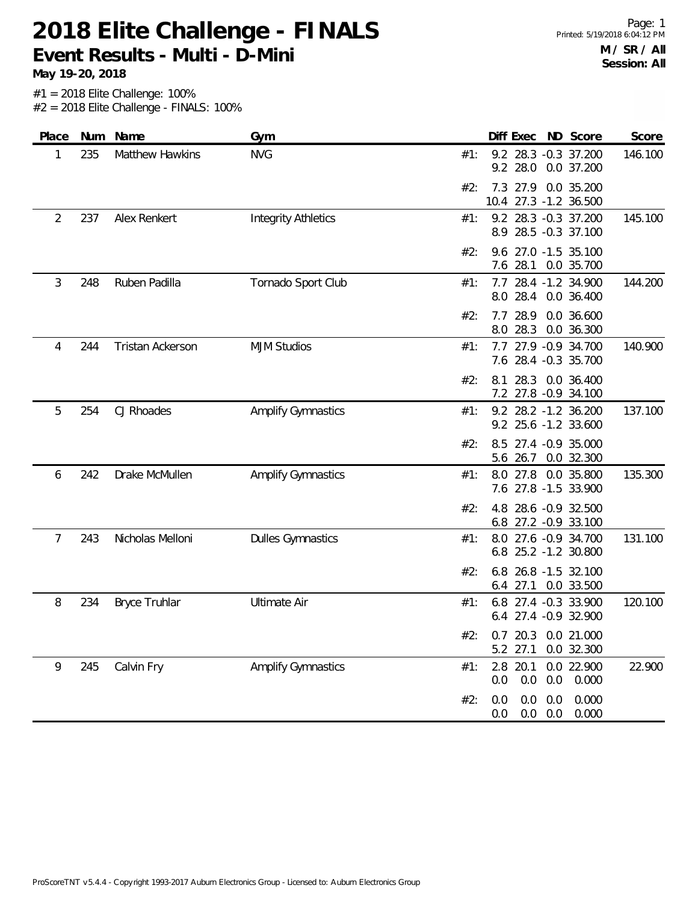# 2018 Elite Challenge - FINALS

## Event Results - Multi - D-Mini

**May 19-20, 2018**

Page: 1
Printed: 5/19/2018 6:04:12 PM

**M / SR / All**
**Session: All**

#1 = 2018 Elite Challenge: 100%
#2 = 2018 Elite Challenge - FINALS: 100%

| Place | Num | Name | Gym | | Diff | Exec | ND | Score | Score |
|---|---|---|---|---|---|---|---|---|---|
| 1 | 235 | Matthew Hawkins | NVG | #1: | 9.2 | 28.3 | -0.3 | 37.200 | 146.100 |
| | | | | | 9.2 | 28.0 | 0.0 | 37.200 | |
| | | | | #2: | 7.3 | 27.9 | 0.0 | 35.200 | |
| | | | | | 10.4 | 27.3 | -1.2 | 36.500 | |
| 2 | 237 | Alex Renkert | Integrity Athletics | #1: | 9.2 | 28.3 | -0.3 | 37.200 | 145.100 |
| | | | | | 8.9 | 28.5 | -0.3 | 37.100 | |
| | | | | #2: | 9.6 | 27.0 | -1.5 | 35.100 | |
| | | | | | 7.6 | 28.1 | 0.0 | 35.700 | |
| 3 | 248 | Ruben Padilla | Tornado Sport Club | #1: | 7.7 | 28.4 | -1.2 | 34.900 | 144.200 |
| | | | | | 8.0 | 28.4 | 0.0 | 36.400 | |
| | | | | #2: | 7.7 | 28.9 | 0.0 | 36.600 | |
| | | | | | 8.0 | 28.3 | 0.0 | 36.300 | |
| 4 | 244 | Tristan Ackerson | MJM Studios | #1: | 7.7 | 27.9 | -0.9 | 34.700 | 140.900 |
| | | | | | 7.6 | 28.4 | -0.3 | 35.700 | |
| | | | | #2: | 8.1 | 28.3 | 0.0 | 36.400 | |
| | | | | | 7.2 | 27.8 | -0.9 | 34.100 | |
| 5 | 254 | CJ Rhoades | Amplify Gymnastics | #1: | 9.2 | 28.2 | -1.2 | 36.200 | 137.100 |
| | | | | | 9.2 | 25.6 | -1.2 | 33.600 | |
| | | | | #2: | 8.5 | 27.4 | -0.9 | 35.000 | |
| | | | | | 5.6 | 26.7 | 0.0 | 32.300 | |
| 6 | 242 | Drake McMullen | Amplify Gymnastics | #1: | 8.0 | 27.8 | 0.0 | 35.800 | 135.300 |
| | | | | | 7.6 | 27.8 | -1.5 | 33.900 | |
| | | | | #2: | 4.8 | 28.6 | -0.9 | 32.500 | |
| | | | | | 6.8 | 27.2 | -0.9 | 33.100 | |
| 7 | 243 | Nicholas Melloni | Dulles Gymnastics | #1: | 8.0 | 27.6 | -0.9 | 34.700 | 131.100 |
| | | | | | 6.8 | 25.2 | -1.2 | 30.800 | |
| | | | | #2: | 6.8 | 26.8 | -1.5 | 32.100 | |
| | | | | | 6.4 | 27.1 | 0.0 | 33.500 | |
| 8 | 234 | Bryce Truhlar | Ultimate Air | #1: | 6.8 | 27.4 | -0.3 | 33.900 | 120.100 |
| | | | | | 6.4 | 27.4 | -0.9 | 32.900 | |
| | | | | #2: | 0.7 | 20.3 | 0.0 | 21.000 | |
| | | | | | 5.2 | 27.1 | 0.0 | 32.300 | |
| 9 | 245 | Calvin Fry | Amplify Gymnastics | #1: | 2.8 | 20.1 | 0.0 | 22.900 | 22.900 |
| | | | | | 0.0 | 0.0 | 0.0 | 0.000 | |
| | | | | #2: | 0.0 | 0.0 | 0.0 | 0.000 | |
| | | | | | 0.0 | 0.0 | 0.0 | 0.000 | |

ProScoreTNT v5.4.4 - Copyright 1993-2017 Auburn Electronics Group - Licensed to: Auburn Electronics Group